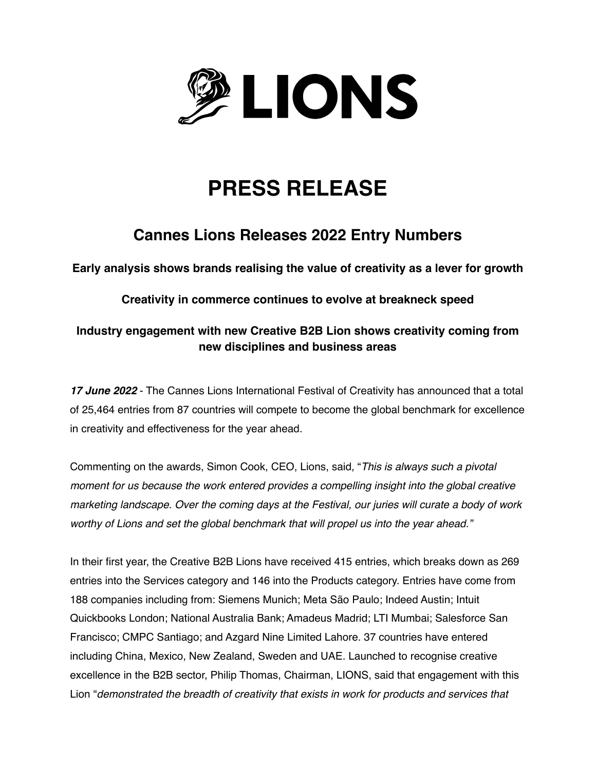LIONS

# PRESS RELEASE

## Cannes Lions Releases 2022 Entry Numbers

**Early analysis shows brands realising the value of creativity as a lever for growth**

**Creativity in commerce continues to evolve at breakneck speed**

**Industry engagement with new Creative B2B Lion shows creativity coming from new disciplines and business areas**

***17 June 2022*** - The Cannes Lions International Festival of Creativity has announced that a total of 25,464 entries from 87 countries will compete to become the global benchmark for excellence in creativity and effectiveness for the year ahead.

Commenting on the awards, Simon Cook, CEO, Lions, said, "*This is always such a pivotal moment for us because the work entered provides a compelling insight into the global creative marketing landscape. Over the coming days at the Festival, our juries will curate a body of work worthy of Lions and set the global benchmark that will propel us into the year ahead.*"

In their first year, the Creative B2B Lions have received 415 entries, which breaks down as 269 entries into the Services category and 146 into the Products category. Entries have come from 188 companies including from: Siemens Munich; Meta São Paulo; Indeed Austin; Intuit Quickbooks London; National Australia Bank; Amadeus Madrid; LTI Mumbai; Salesforce San Francisco; CMPC Santiago; and Azgard Nine Limited Lahore. 37 countries have entered including China, Mexico, New Zealand, Sweden and UAE. Launched to recognise creative excellence in the B2B sector, Philip Thomas, Chairman, LIONS, said that engagement with this Lion "*demonstrated the breadth of creativity that exists in work for products and services that*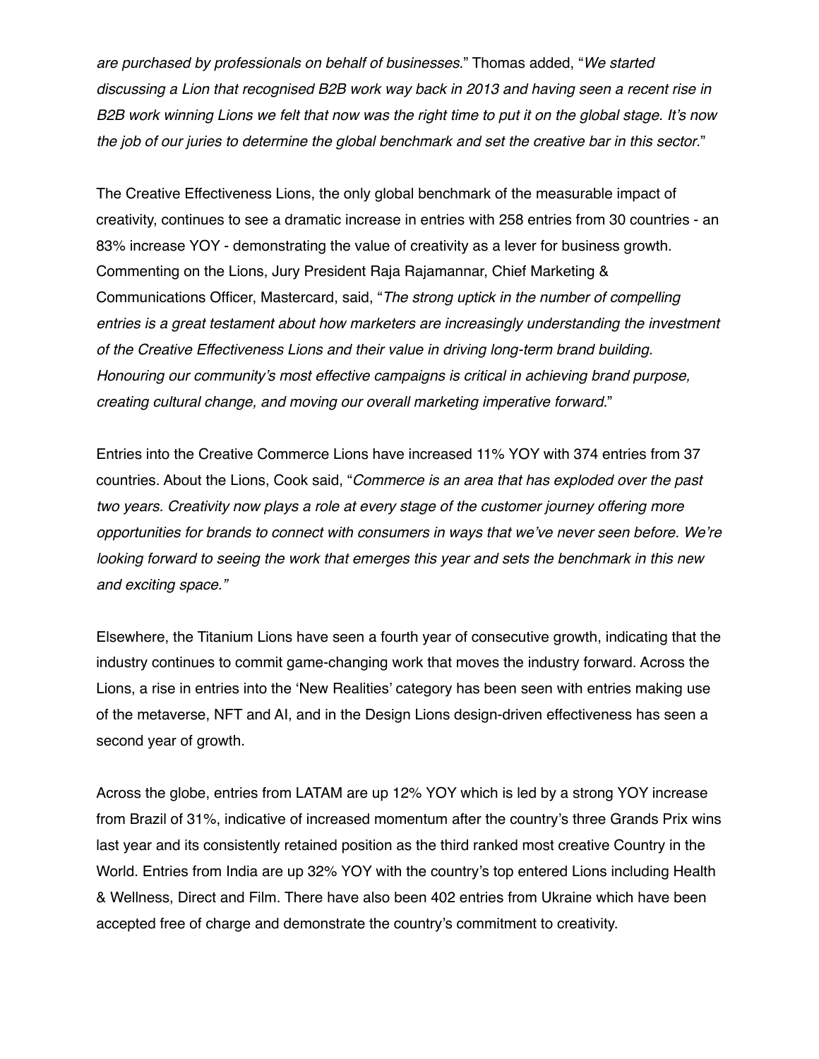*are purchased by professionals on behalf of businesses*." Thomas added, "*We started discussing a Lion that recognised B2B work way back in 2013 and having seen a recent rise in B2B work winning Lions we felt that now was the right time to put it on the global stage. It's now the job of our juries to determine the global benchmark and set the creative bar in this sector*."

The Creative Effectiveness Lions, the only global benchmark of the measurable impact of creativity, continues to see a dramatic increase in entries with 258 entries from 30 countries - an 83% increase YOY - demonstrating the value of creativity as a lever for business growth. Commenting on the Lions, Jury President Raja Rajamannar, Chief Marketing & Communications Officer, Mastercard, said, "*The strong uptick in the number of compelling entries is a great testament about how marketers are increasingly understanding the investment of the Creative Effectiveness Lions and their value in driving long-term brand building. Honouring our community's most effective campaigns is critical in achieving brand purpose, creating cultural change, and moving our overall marketing imperative forward.*"

Entries into the Creative Commerce Lions have increased 11% YOY with 374 entries from 37 countries. About the Lions, Cook said, "*Commerce is an area that has exploded over the past two years. Creativity now plays a role at every stage of the customer journey offering more opportunities for brands to connect with consumers in ways that we've never seen before. We're looking forward to seeing the work that emerges this year and sets the benchmark in this new and exciting space."*

Elsewhere, the Titanium Lions have seen a fourth year of consecutive growth, indicating that the industry continues to commit game-changing work that moves the industry forward. Across the Lions, a rise in entries into the 'New Realities' category has been seen with entries making use of the metaverse, NFT and AI, and in the Design Lions design-driven effectiveness has seen a second year of growth.

Across the globe, entries from LATAM are up 12% YOY which is led by a strong YOY increase from Brazil of 31%, indicative of increased momentum after the country's three Grands Prix wins last year and its consistently retained position as the third ranked most creative Country in the World. Entries from India are up 32% YOY with the country's top entered Lions including Health & Wellness, Direct and Film. There have also been 402 entries from Ukraine which have been accepted free of charge and demonstrate the country's commitment to creativity.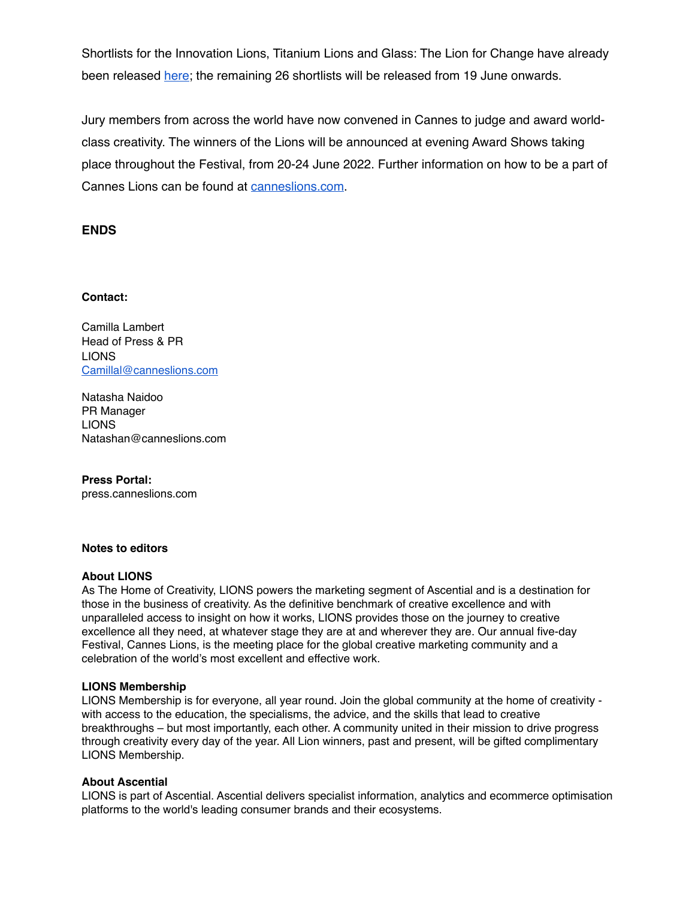Shortlists for the Innovation Lions, Titanium Lions and Glass: The Lion for Change have already been released [here](); the remaining 26 shortlists will be released from 19 June onwards.

Jury members from across the world have now convened in Cannes to judge and award world-class creativity. The winners of the Lions will be announced at evening Award Shows taking place throughout the Festival, from 20-24 June 2022. Further information on how to be a part of Cannes Lions can be found at [canneslions.com]().

**ENDS**

**Contact:**

Camilla Lambert
Head of Press & PR
LIONS
Camillal@canneslions.com

Natasha Naidoo
PR Manager
LIONS
Natashan@canneslions.com

**Press Portal:**
press.canneslions.com

**Notes to editors**

**About LIONS**
As The Home of Creativity, LIONS powers the marketing segment of Ascential and is a destination for those in the business of creativity. As the definitive benchmark of creative excellence and with unparalleled access to insight on how it works, LIONS provides those on the journey to creative excellence all they need, at whatever stage they are at and wherever they are. Our annual five-day Festival, Cannes Lions, is the meeting place for the global creative marketing community and a celebration of the world's most excellent and effective work.

**LIONS Membership**
LIONS Membership is for everyone, all year round. Join the global community at the home of creativity - with access to the education, the specialisms, the advice, and the skills that lead to creative breakthroughs – but most importantly, each other. A community united in their mission to drive progress through creativity every day of the year. All Lion winners, past and present, will be gifted complimentary LIONS Membership.

**About Ascential**
LIONS is part of Ascential. Ascential delivers specialist information, analytics and ecommerce optimisation platforms to the world's leading consumer brands and their ecosystems.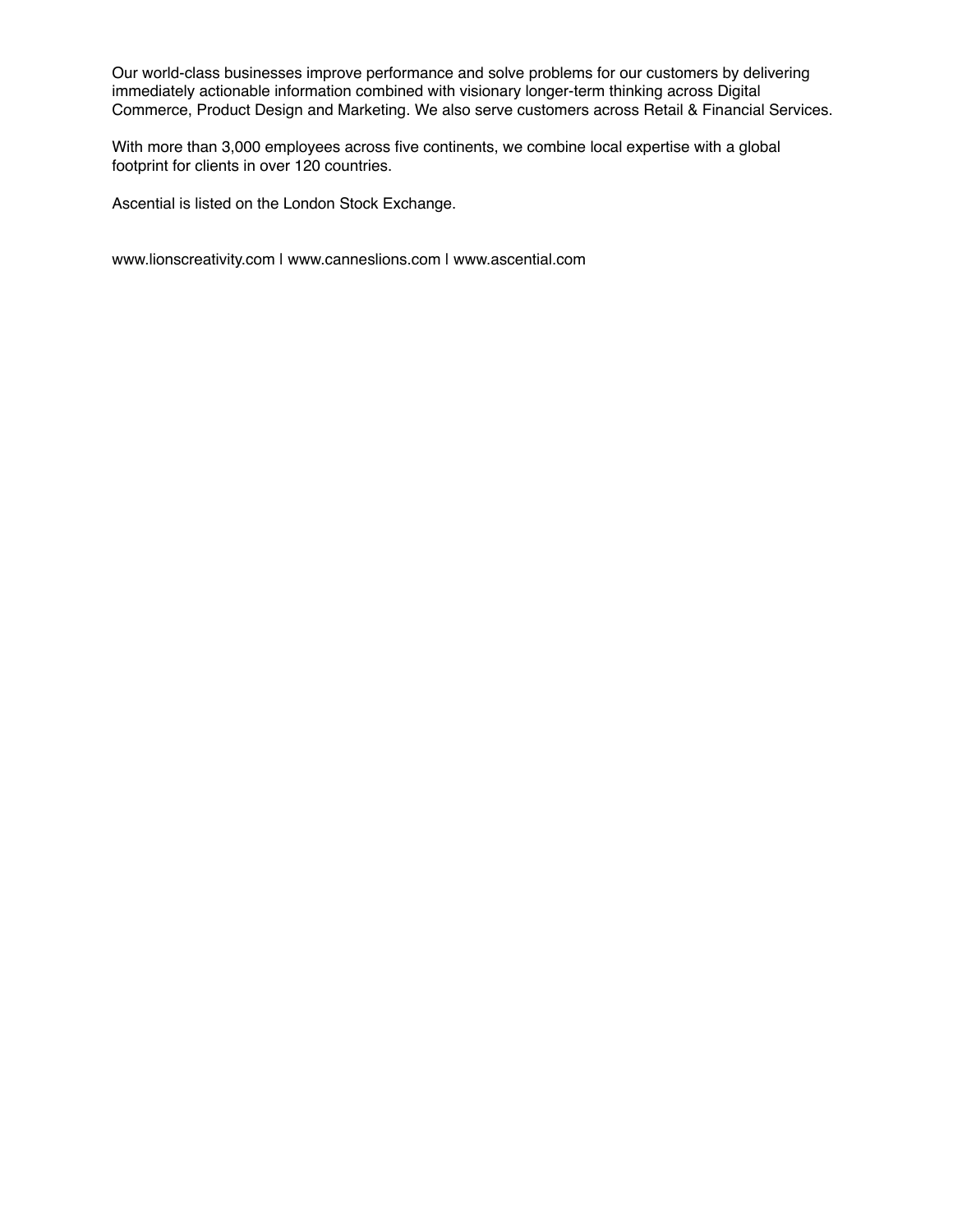Our world-class businesses improve performance and solve problems for our customers by delivering immediately actionable information combined with visionary longer-term thinking across Digital Commerce, Product Design and Marketing. We also serve customers across Retail & Financial Services.

With more than 3,000 employees across five continents, we combine local expertise with a global footprint for clients in over 120 countries.

Ascential is listed on the London Stock Exchange.

www.lionscreativity.com | www.canneslions.com | www.ascential.com